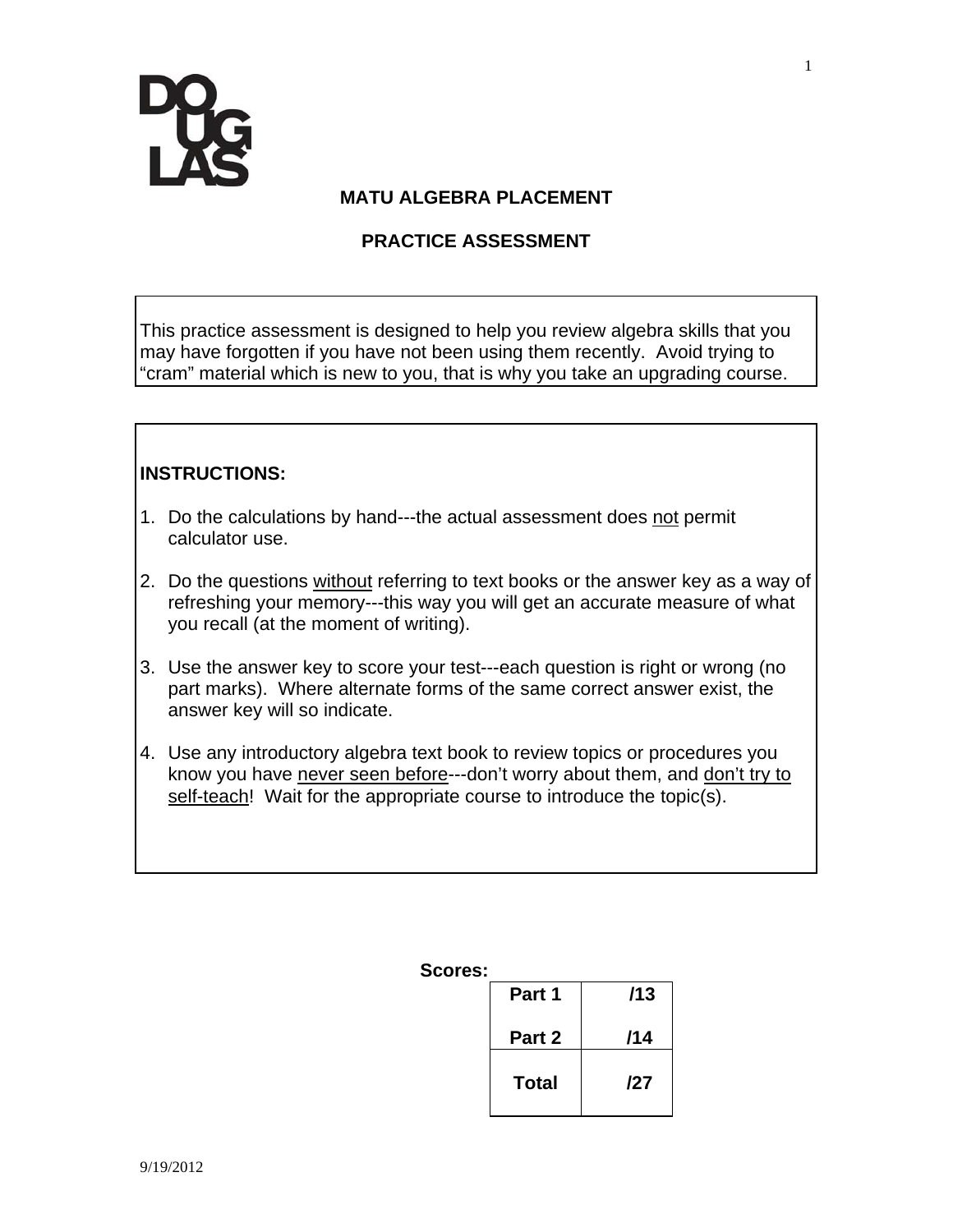DOUGLAS

# MATU ALGEBRA PLACEMENT

## PRACTICE ASSESSMENT

This practice assessment is designed to help you review algebra skills that you may have forgotten if you have not been using them recently. Avoid trying to "cram" material which is new to you, that is why you take an upgrading course.

**INSTRUCTIONS:**

1. Do the calculations by hand---the actual assessment does not permit calculator use.
2. Do the questions without referring to text books or the answer key as a way of refreshing your memory---this way you will get an accurate measure of what you recall (at the moment of writing).
3. Use the answer key to score your test---each question is right or wrong (no part marks). Where alternate forms of the same correct answer exist, the answer key will so indicate.
4. Use any introductory algebra text book to review topics or procedures you know you have never seen before---don't worry about them, and don't try to self-teach! Wait for the appropriate course to introduce the topic(s).

**Scores:**

| | |
|---|---|
| **Part 1** | **/13** |
| **Part 2** | **/14** |
| **Total** | **/27** |

9/19/2012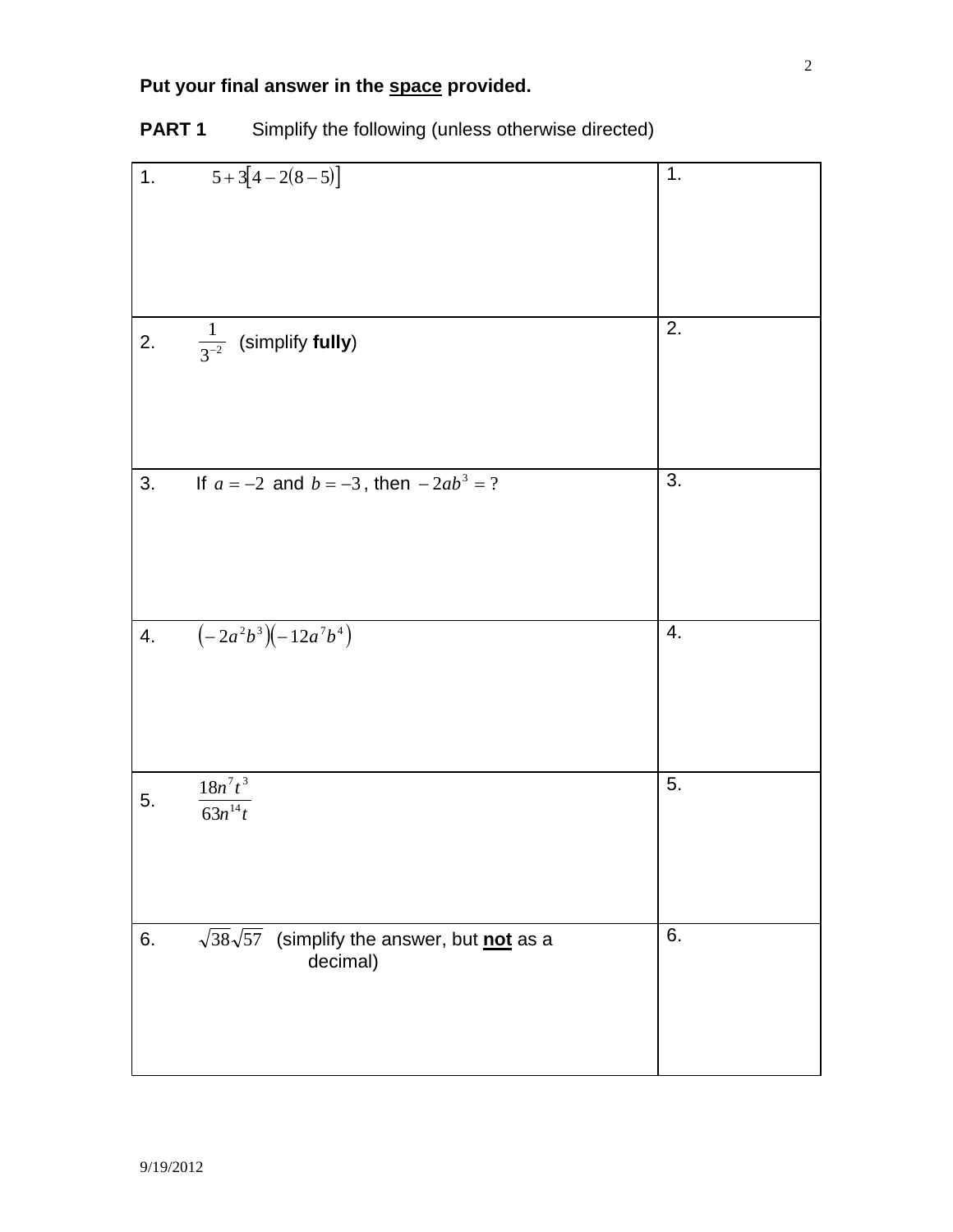**Put your final answer in the <u>space</u> provided.**

**PART 1** Simplify the following (unless otherwise directed)

| | |
|---|---|
| 1. $5+3[4-2(8-5)]$ | 1. |
| 2. $\dfrac{1}{3^{-2}}$ (simplify **fully**) | 2. |
| 3. If $a=-2$ and $b=-3$, then $-2ab^3 = ?$ | 3. |
| 4. $\left(-2a^2b^3\right)\left(-12a^7b^4\right)$ | 4. |
| 5. $\dfrac{18n^7t^3}{63n^{14}t}$ | 5. |
| 6. $\sqrt{38}\sqrt{57}$ (simplify the answer, but **<u>not</u>** as a decimal) | 6. |

9/19/2012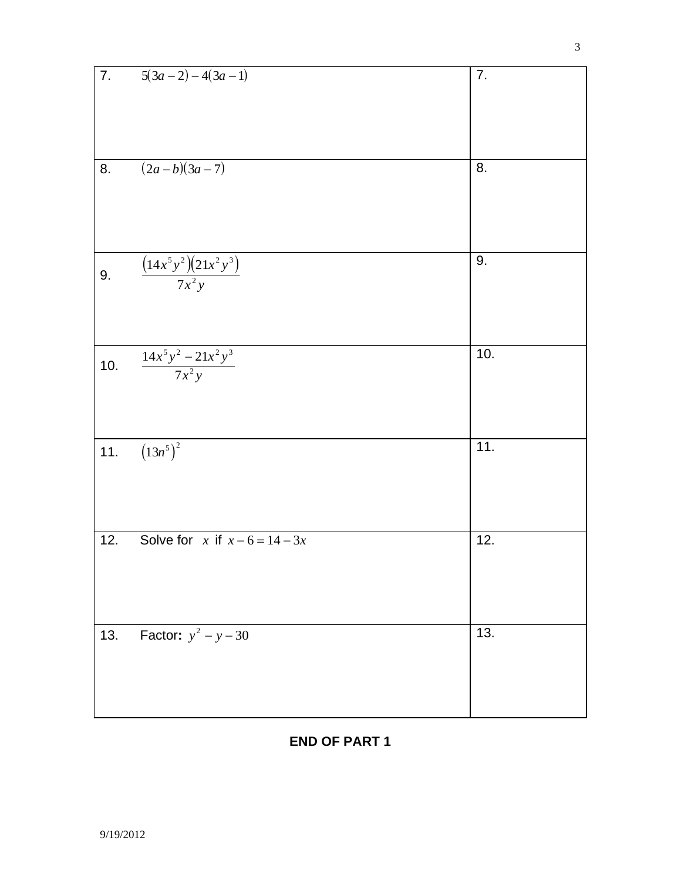| | |
|---|---|
| 7. $5(3a-2)-4(3a-1)$ | 7. |
| 8. $(2a-b)(3a-7)$ | 8. |
| 9. $\dfrac{(14x^5y^2)(21x^2y^3)}{7x^2y}$ | 9. |
| 10. $\dfrac{14x^5y^2-21x^2y^3}{7x^2y}$ | 10. |
| 11. $(13n^5)^2$ | 11. |
| 12. Solve for $x$ if $x-6=14-3x$ | 12. |
| 13. Factor**:** $y^2-y-30$ | 13. |

**END OF PART 1**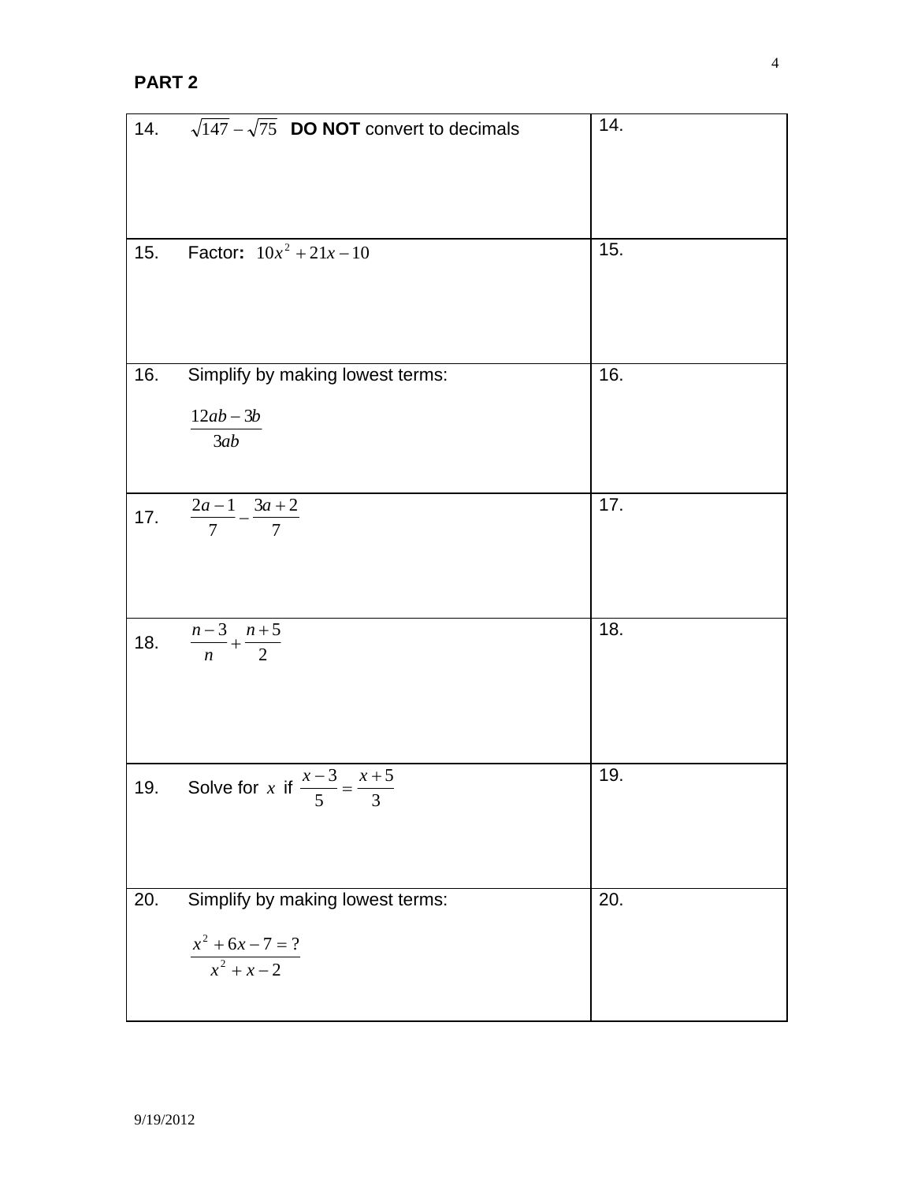## PART 2

| | |
|---|---|
| 14. $\sqrt{147}-\sqrt{75}$ **DO NOT** convert to decimals | 14. |
| 15. Factor**:** $10x^2+21x-10$ | 15. |
| 16. Simplify by making lowest terms: $\dfrac{12ab-3b}{3ab}$ | 16. |
| 17. $\dfrac{2a-1}{7}-\dfrac{3a+2}{7}$ | 17. |
| 18. $\dfrac{n-3}{n}+\dfrac{n+5}{2}$ | 18. |
| 19. Solve for $x$ if $\dfrac{x-3}{5}=\dfrac{x+5}{3}$ | 19. |
| 20. Simplify by making lowest terms: $\dfrac{x^2+6x-7=?}{x^2+x-2}$ | 20. |

9/19/2012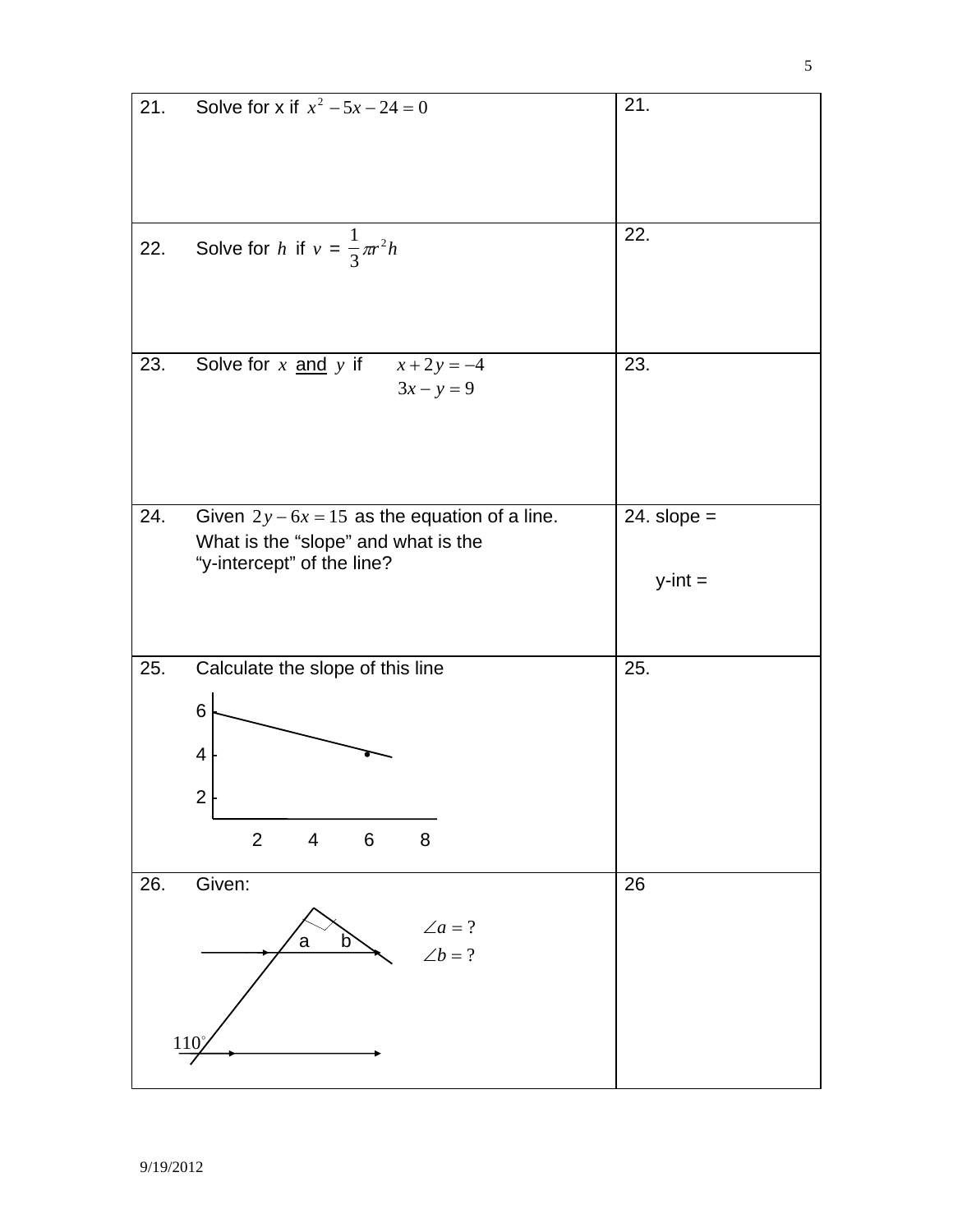| | |
|---|---|
| 21. Solve for x if $x^2 - 5x - 24 = 0$ | 21. |
| 22. Solve for $h$ if $v = \frac{1}{3}\pi r^2 h$ | 22. |
| 23. Solve for $x$ <u>and</u> $y$ if $x + 2y = -4$<br>$3x - y = 9$ | 23. |
| 24. Given $2y - 6x = 15$ as the equation of a line. What is the "slope" and what is the "y-intercept" of the line? | 24. slope =<br><br>y-int = |
| 25. Calculate the slope of this line<br>6<br>4<br>2<br>2 4 6 8 | 25. |
| 26. Given:<br>a b<br>$\angle a = ?$<br>$\angle b = ?$<br>$110^\circ$ | 26 |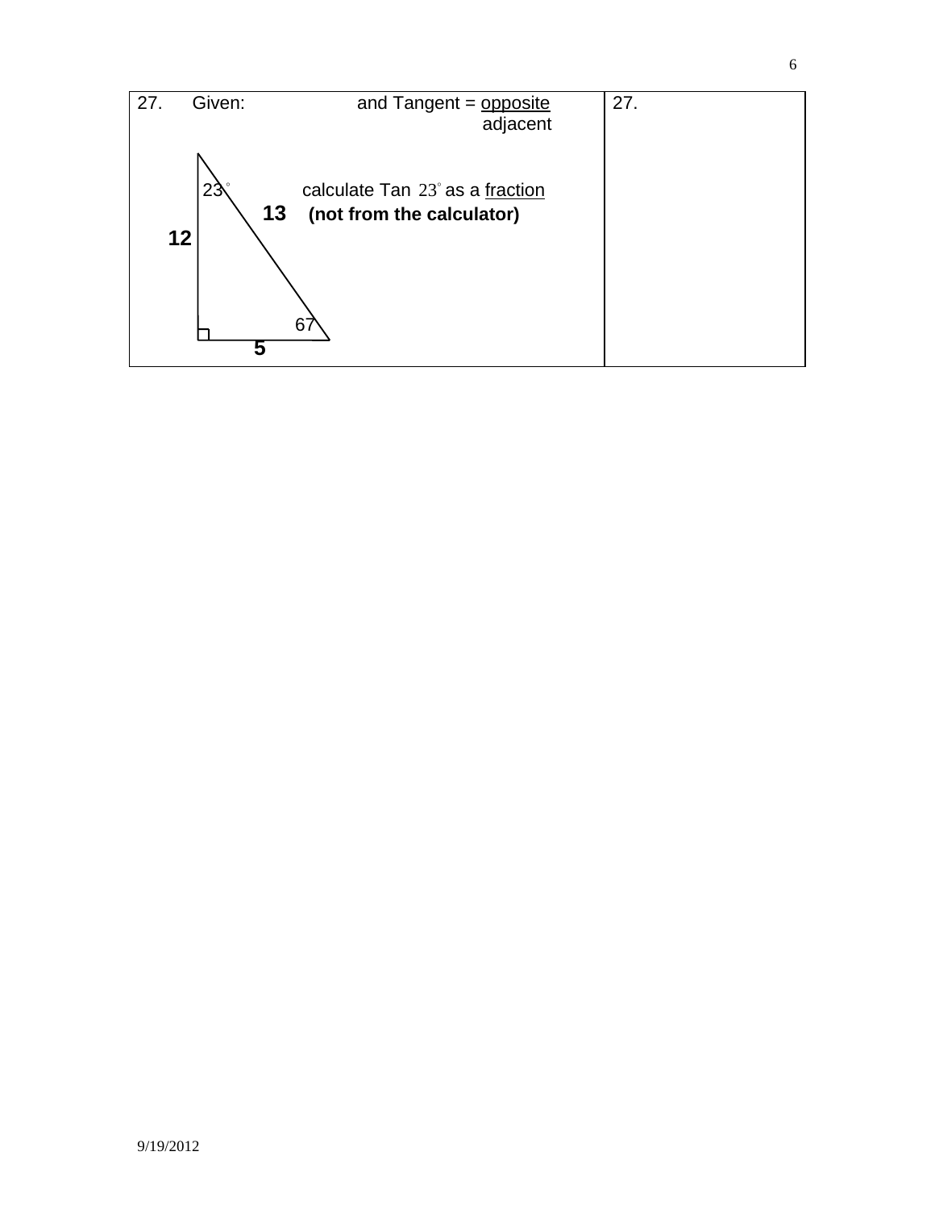| 27. Given: and Tangent = $\frac{\text{opposite}}{\text{adjacent}}$ | 27. |
| --- | --- |
| $23^\circ$ **13** **12** $67$ **5**<br><br>calculate Tan $23^\circ$ as a fraction<br>**(not from the calculator)** | |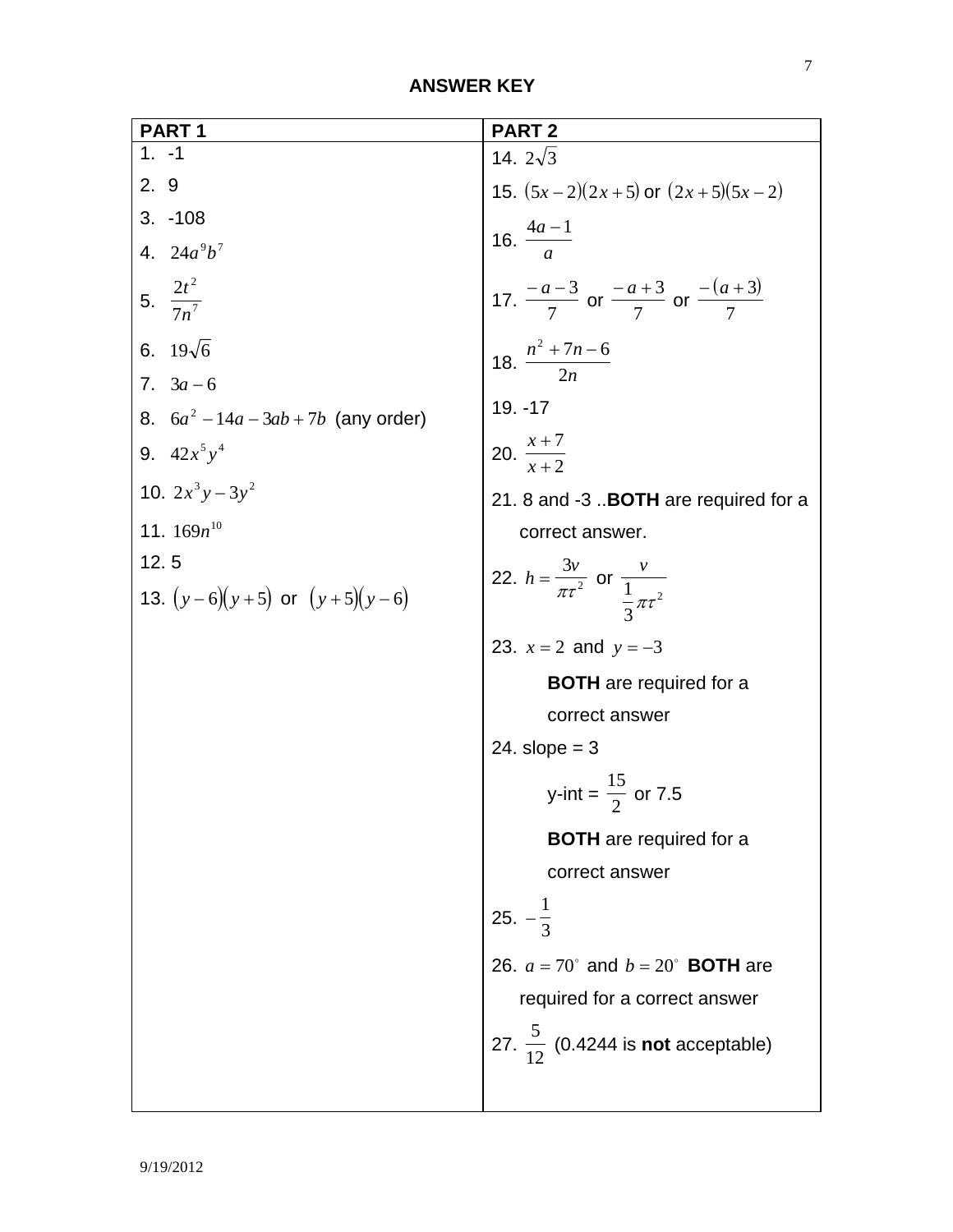## ANSWER KEY

| PART 1 | PART 2 |
|---|---|
| 1. -1 | 14. $2\sqrt{3}$ |
| 2. 9 | 15. $(5x-2)(2x+5)$ or $(2x+5)(5x-2)$ |
| 3. -108 | 16. $\frac{4a-1}{a}$ |
| 4. $24a^9b^7$ | 17. $\frac{-a-3}{7}$ or $\frac{-a+3}{7}$ or $\frac{-(a+3)}{7}$ |
| 5. $\frac{2t^2}{7n^7}$ | 18. $\frac{n^2+7n-6}{2n}$ |
| 6. $19\sqrt{6}$ | 19. -17 |
| 7. $3a-6$ | 20. $\frac{x+7}{x+2}$ |
| 8. $6a^2-14a-3ab+7b$ (any order) | 21. 8 and -3 ..**BOTH** are required for a correct answer. |
| 9. $42x^5y^4$ | 22. $h=\frac{3v}{\pi\tau^2}$ or $\frac{v}{\frac{1}{3}\pi\tau^2}$ |
| 10. $2x^3y-3y^2$ | 23. $x=2$ and $y=-3$ **BOTH** are required for a correct answer |
| 11. $169n^{10}$ | 24. slope = 3 y-int = $\frac{15}{2}$ or 7.5 **BOTH** are required for a correct answer |
| 12. 5 | 25. $-\frac{1}{3}$ |
| 13. $(y-6)(y+5)$ or $(y+5)(y-6)$ | 26. $a=70^\circ$ and $b=20^\circ$ **BOTH** are required for a correct answer |
| | 27. $\frac{5}{12}$ (0.4244 is **not** acceptable) |

9/19/2012